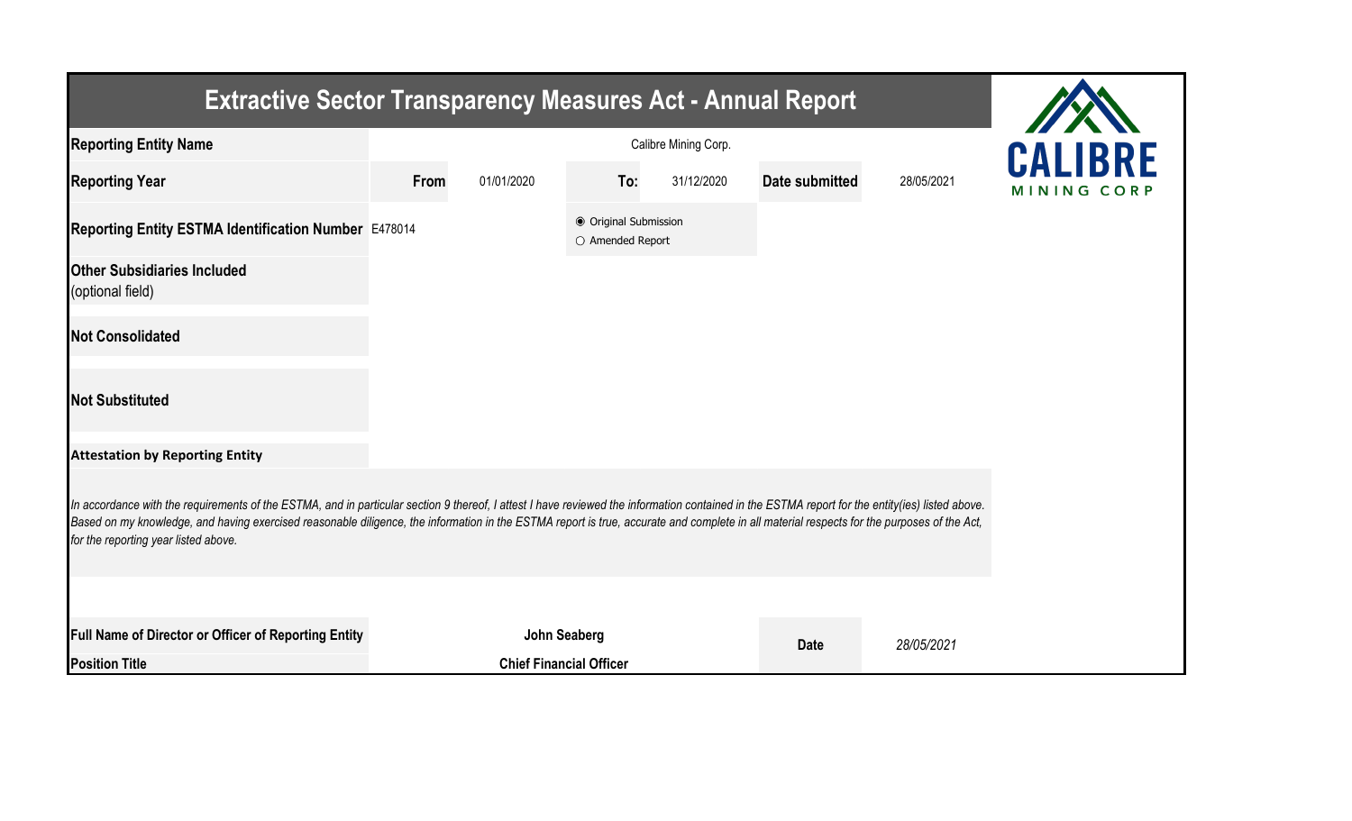# Extractive Sector Transparency Measures Act - Annual Report

CALIBRE MINING CORP

| | | | | | | |
|---|---|---|---|---|---|---|
| **Reporting Entity Name** | Calibre Mining Corp. | | | | | |
| **Reporting Year** | **From** | 01/01/2020 | **To:** | 31/12/2020 | **Date submitted** | 28/05/2021 |
| **Reporting Entity ESTMA Identification Number** | E478014 | | ◉ Original Submission<br>○ Amended Report | | | |
| **Other Subsidiaries Included** (optional field) | | | | | | |
| **Not Consolidated** | | | | | | |
| **Not Substituted** | | | | | | |

**Attestation by Reporting Entity**

*In accordance with the requirements of the ESTMA, and in particular section 9 thereof, I attest I have reviewed the information contained in the ESTMA report for the entity(ies) listed above. Based on my knowledge, and having exercised reasonable diligence, the information in the ESTMA report is true, accurate and complete in all material respects for the purposes of the Act, for the reporting year listed above.*

| | | | |
|---|---|---|---|
| **Full Name of Director or Officer of Reporting Entity** | **John Seaberg** | **Date** | *28/05/2021* |
| **Position Title** | **Chief Financial Officer** | | |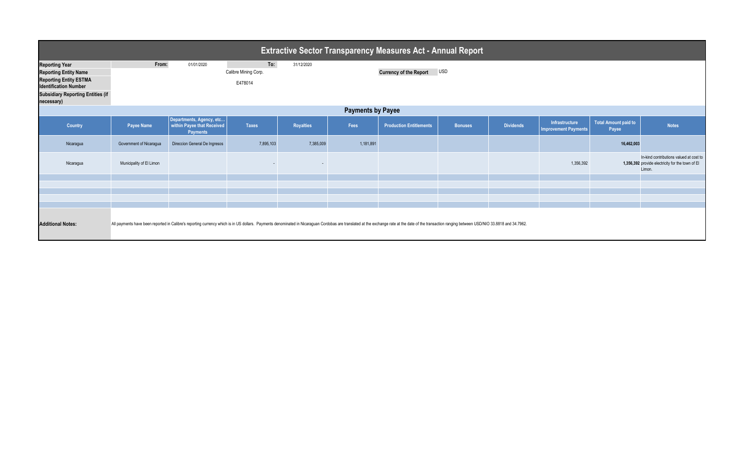# Extractive Sector Transparency Measures Act - Annual Report

| | | | | |
|---|---|---|---|---|
| **Reporting Year** | From: | 01/01/2020 | To: | 31/12/2020 |
| **Reporting Entity Name** | Calibre Mining Corp. | | **Currency of the Report** | USD |
| **Reporting Entity ESTMA Identification Number** | E478014 | | | |
| **Subsidiary Reporting Entities (if necessary)** | | | | |

## Payments by Payee

| Country | Payee Name | Departments, Agency, etc... within Payee that Received Payments | Taxes | Royalties | Fees | Production Entitlements | Bonuses | Dividends | Infrastructure Improvement Payments | Total Amount paid to Payee | Notes |
|---|---|---|---|---|---|---|---|---|---|---|---|
| Nicaragua | Government of Nicaragua | Direccion General De Ingresos | 7,895,103 | 7,385,009 | 1,181,891 | | | | | **16,462,003** | |
| Nicaragua | Municipality of El Limon | | - | - | | | | | 1,356,392 | **1,356,392** | In-kind contributions valued at cost to provide electricity for the town of El Limon. |
| | | | | | | | | | | | |
| | | | | | | | | | | | |
| | | | | | | | | | | | |
| | | | | | | | | | | | |
| | | | | | | | | | | | |

**Additional Notes:** All payments have been reported in Calibre's reporting currency which is in US dollars. Payments denominated in Nicaraguan Cordobas are translated at the exchange rate at the date of the transaction ranging between USD/NIO 33.8818 and 34.7962.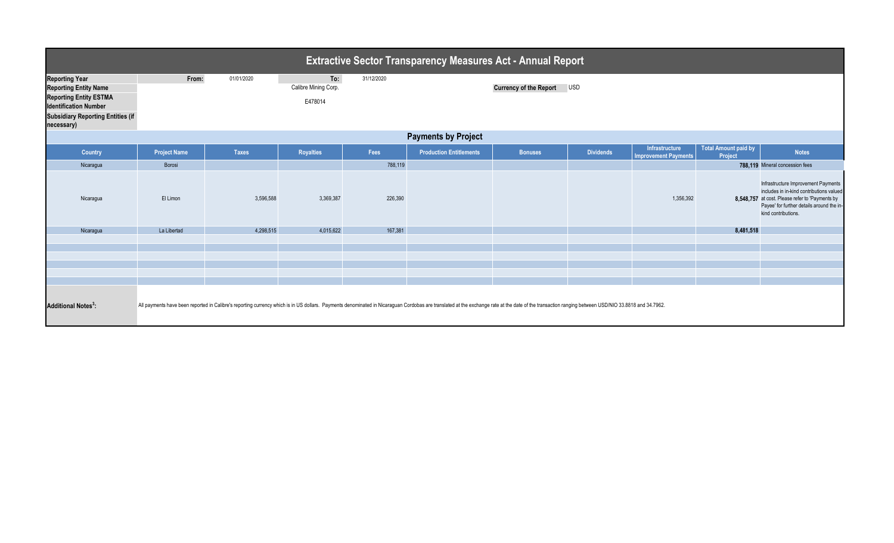# Extractive Sector Transparency Measures Act - Annual Report

| | | | | | |
|---|---|---|---|---|---|
| **Reporting Year** | From: | 01/01/2020 | To: | 31/12/2020 | |
| **Reporting Entity Name** | | | Calibre Mining Corp. | **Currency of the Report** | USD |
| **Reporting Entity ESTMA Identification Number** | | | E478014 | | |
| **Subsidiary Reporting Entities (if necessary)** | | | | | |

## Payments by Project

| Country | Project Name | Taxes | Royalties | Fees | Production Entitlements | Bonuses | Dividends | Infrastructure Improvement Payments | Total Amount paid by Project | Notes |
|---|---|---|---|---|---|---|---|---|---|---|
| Nicaragua | Borosi | | | 788,119 | | | | | **788,119** | Mineral concession fees |
| Nicaragua | El Limon | 3,596,588 | 3,369,387 | 226,390 | | | | 1,356,392 | **8,548,757** | Infrastructure Improvement Payments includes in in-kind contributions valued at cost. Please refer to 'Payments by Payee' for further details around the in-kind contributions. |
| Nicaragua | La Libertad | 4,298,515 | 4,015,622 | 167,381 | | | | | **8,481,518** | |

**Additional Notes[3]:** All payments have been reported in Calibre's reporting currency which is in US dollars. Payments denominated in Nicaraguan Cordobas are translated at the exchange rate at the date of the transaction ranging between USD/NIO 33.8818 and 34.7962.